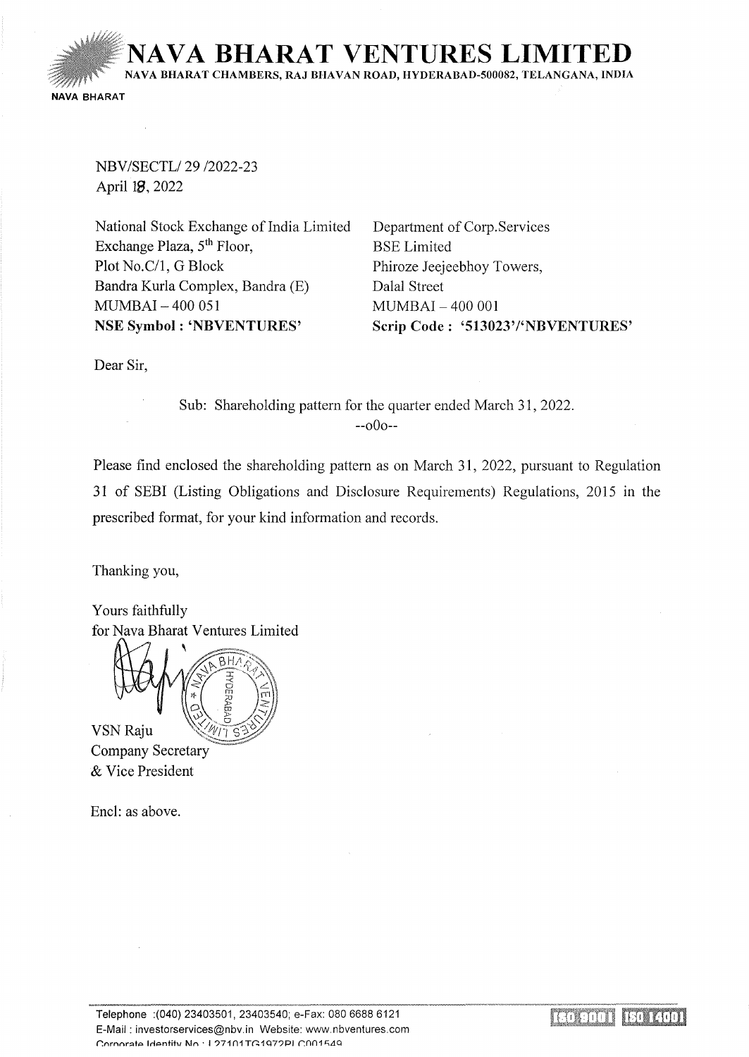# NAVA BHARAT VENTURES LIMITED

NAVA BHARAT CHAMBERS, RAJ BHAVAN ROAD, HYDERABAD-500082, TELANGANA, INDIA

NAVA BHARAT

NBV/SECTL/ 29 /2022-23
April 18, 2022

| National Stock Exchange of India Limited | Department of Corp.Services |
|---|---|
| Exchange Plaza, 5th Floor, | BSE Limited |
| Plot No.C/1, G Block | Phiroze Jeejeebhoy Towers, |
| Bandra Kurla Complex, Bandra (E) | Dalal Street |
| MUMBAI – 400 051 | MUMBAI – 400 001 |
| **NSE Symbol : 'NBVENTURES'** | **Scrip Code : '513023'/'NBVENTURES'** |

Dear Sir,

Sub: Shareholding pattern for the quarter ended March 31, 2022.

--o0o--

Please find enclosed the shareholding pattern as on March 31, 2022, pursuant to Regulation 31 of SEBI (Listing Obligations and Disclosure Requirements) Regulations, 2015 in the prescribed format, for your kind information and records.

Thanking you,

Yours faithfully
for Nava Bharat Ventures Limited

VSN Raju
Company Secretary
& Vice President

Encl: as above.

Telephone :(040) 23403501, 23403540; e-Fax: 080 6688 6121
E-Mail : investorservices@nbv.in Website: www.nbventures.com
Corporate Identity No : L27101TG1972PLC001549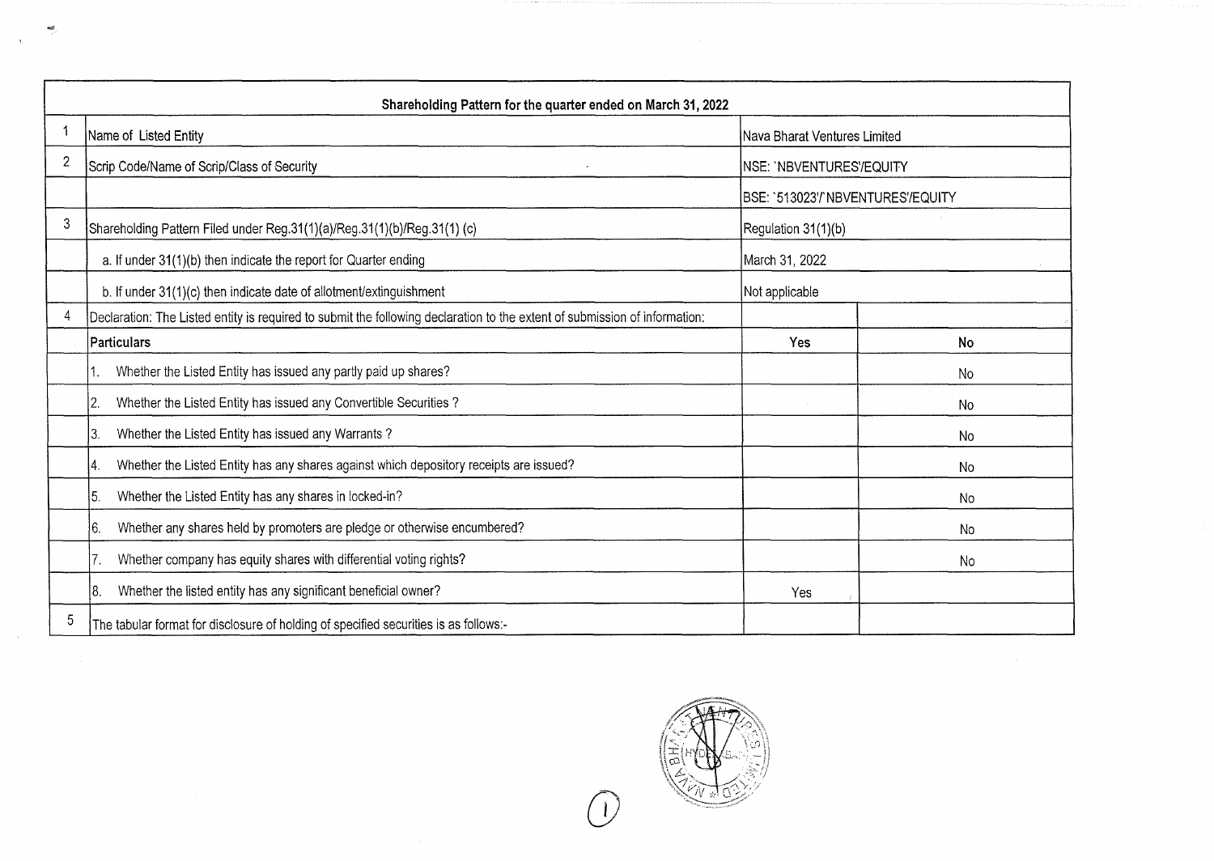| Shareholding Pattern for the quarter ended on March 31, 2022 | | | |
|---|---|---|---|
| 1 | Name of Listed Entity | Nava Bharat Ventures Limited | |
| 2 | Scrip Code/Name of Scrip/Class of Security | NSE: `NBVENTURES'/EQUITY | |
| | | BSE: `513023'/`NBVENTURES'/EQUITY | |
| 3 | Shareholding Pattern Filed under Reg.31(1)(a)/Reg.31(1)(b)/Reg.31(1) (c) | Regulation 31(1)(b) | |
| | a. If under 31(1)(b) then indicate the report for Quarter ending | March 31, 2022 | |
| | b. If under 31(1)(c) then indicate date of allotment/extinguishment | Not applicable | |
| 4 | Declaration: The Listed entity is required to submit the following declaration to the extent of submission of information: | | |
| | **Particulars** | **Yes** | **No** |
| | 1. Whether the Listed Entity has issued any partly paid up shares? | | No |
| | 2. Whether the Listed Entity has issued any Convertible Securities ? | | No |
| | 3. Whether the Listed Entity has issued any Warrants ? | | No |
| | 4. Whether the Listed Entity has any shares against which depository receipts are issued? | | No |
| | 5. Whether the Listed Entity has any shares in locked-in? | | No |
| | 6. Whether any shares held by promoters are pledge or otherwise encumbered? | | No |
| | 7. Whether company has equity shares with differential voting rights? | | No |
| | 8. Whether the listed entity has any significant beneficial owner? | Yes | |
| 5 | The tabular format for disclosure of holding of specified securities is as follows:- | | |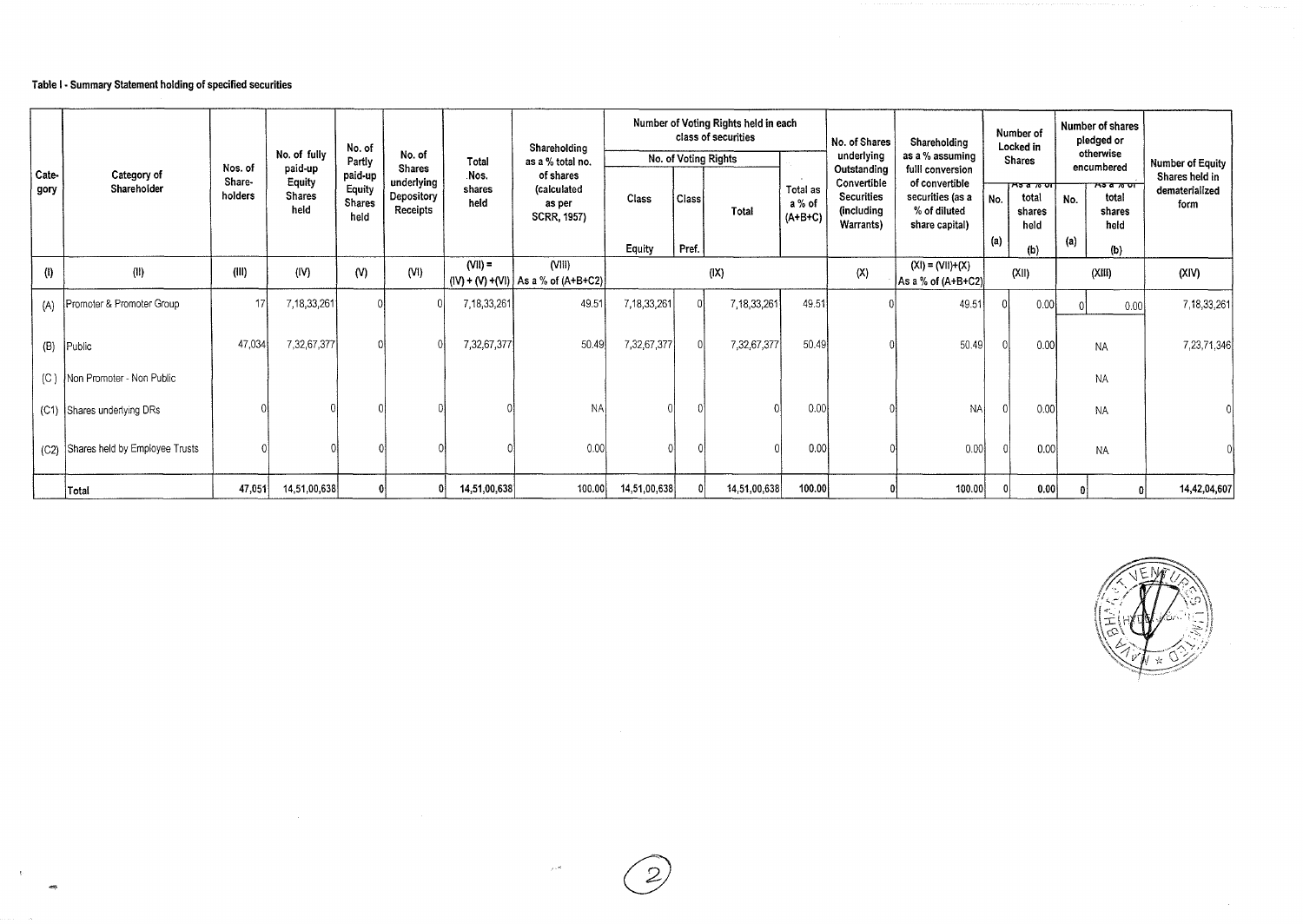**Table I - Summary Statement holding of specified securities**

| Category | Category of Shareholder | Nos. of Share-holders | No. of fully paid-up Equity Shares held | No. of Partly paid-up Equity Shares held | No. of Shares underlying Depository Receipts | Total Nos. shares held | Shareholding as a % total no. of shares (calculated as per SCRR, 1957) | Number of Voting Rights held in each class of securities | | | | No. of Shares underlying Outstanding Convertible Securities (including Warrants) | Shareholding as a % assuming fulll conversion of convertible securities (as a % of diluted share capital) | Number of Locked in Shares | | Number of shares pledged or otherwise encumbered | | Number of Equity Shares held in dematerialized form |
|---|---|---|---|---|---|---|---|---|---|---|---|---|---|---|---|---|---|---|
| | | | | | | | | No. of Voting Rights | | | Total as a % of (A+B+C) | | | No. (a) | As a % of total shares held (b) | No. (a) | As a % of total shares held (b) | |
| | | | | | | | | Class Equity | Class Pref. | Total | | | | | | | | |
| (I) | (II) | (III) | (IV) | (V) | (VI) | (VII) = (IV) + (V) +(VI) | (VIII) As a % of (A+B+C2) | (IX) | | | | (X) | (XI) = (VII)+(X) As a % of (A+B+C2) | (XII) | | (XIII) | | (XIV) |
| (A) | Promoter & Promoter Group | 17 | 7,18,33,261 | 0 | 0 | 7,18,33,261 | 49.51 | 7,18,33,261 | 0 | 7,18,33,261 | 49.51 | 0 | 49.51 | 0 | 0.00 | 0 | 0.00 | 7,18,33,261 |
| (B) | Public | 47,034 | 7,32,67,377 | 0 | 0 | 7,32,67,377 | 50.49 | 7,32,67,377 | 0 | 7,32,67,377 | 50.49 | 0 | 50.49 | 0 | 0.00 | NA | | 7,23,71,346 |
| (C) | Non Promoter - Non Public | | | | | | | | | | | | | | | NA | | |
| (C1) | Shares underlying DRs | 0 | 0 | 0 | 0 | 0 | NA | 0 | 0 | 0 | 0.00 | 0 | NA | 0 | 0.00 | NA | | 0 |
| (C2) | Shares held by Employee Trusts | 0 | 0 | 0 | 0 | 0 | 0.00 | 0 | 0 | 0 | 0.00 | 0 | 0.00 | 0 | 0.00 | NA | | 0 |
| | Total | 47,051 | 14,51,00,638 | 0 | 0 | 14,51,00,638 | 100.00 | 14,51,00,638 | 0 | 14,51,00,638 | 100.00 | 0 | 100.00 | 0 | 0.00 | 0 | 0 | 14,42,04,607 |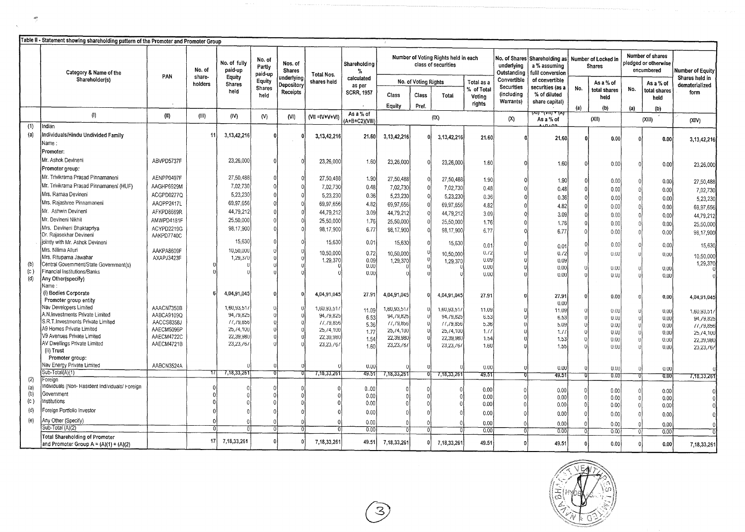Table II - Statement showing shareholding pattern of the Promoter and Promoter Group

| | Category & Name of the Shareholder(s) | PAN | No. of share-holders | No. of fully paid-up Equity Shares held | No. of Partly paid-up Equity Shares held | Nos. of Shares underlying Depository Receipts | Total Nos. shares held | Shareholding % calculated as per SCRR, 1957 | Number of Voting Rights held in each class of securities | | | | No. of Shares underlying Outstanding Convertible Securities (including Warrants) | Shareholding as a % assuming fulll conversion of convertible securities (as a % of diluted share capital) | Number of Locked in Shares | | Number of shares pledged or otherwise encumbered | | Number of Equity Shares held in dematerialized form |
|---|---|---|---|---|---|---|---|---|---|---|---|---|---|---|---|---|---|---|---|
| | | | | | | | | | No. of Voting Rights | | | Total as a % of Total Voting rights | | | No. | As a % of total shares held | No. | As a % of total shares held | |
| | | | | | | | | | Class Equity | Class Pref. | Total | | | | (a) | (b) | (a) | (b) | |
| | (I) | (II) | (III) | (IV) | (V) | (VI) | (VII =IV+V+VI) | As a % of (A+B+C2)(VIII) | (IX) | | | | (X) | (XI)=(VII)+(X) As a % of A+B+C2 | (XII) | | (XIII) | | (XIV) |
| (1) | Indian | | | | | | | | | | | | | | | | | | |
| (a) | Individuals/Hindu Undivided Family | | 11 | 3,13,42,216 | 0 | 0 | 3,13,42,216 | 21.60 | 3,13,42,216 | 0 | 3,13,42,216 | 21.60 | 0 | 21.60 | 0 | 0.00 | 0 | 0.00 | 3,13,42,216 |
| | Name : | | | | | | | | | | | | | | | | | | |
| | Promoter: | | | | | | | | | | | | | | | | | | |
| | Mr. Ashok Devineni | ABVPD5737F | | 23,26,000 | 0 | 0 | 23,26,000 | 1.60 | 23,26,000 | 0 | 23,26,000 | 1.60 | 0 | 1.60 | 0 | 0.00 | 0 | 0.00 | 23,26,000 |
| | Promoter group: | | | | | | | | | | | | | | | | | | |
| | Mr. Trivikrama Prasad Pinnamaneni | AENPP0497F | | 27,50,488 | 0 | 0 | 27,50,488 | 1.90 | 27,50,488 | 0 | 27,50,488 | 1.90 | 0 | 1.90 | 0 | 0.00 | 0 | 0.00 | 27,50,488 |
| | Mr. Trivikrama Prasad Pinnamaneni (HUF) | AAGHP6929M | | 7,02,730 | 0 | 0 | 7,02,730 | 0.48 | 7,02,730 | 0 | 7,02,730 | 0.48 | 0 | 0.48 | 0 | 0.00 | 0 | 0.00 | 7,02,730 |
| | Mrs. Ramaa Devineni | ACGPD0277Q | | 5,23,230 | 0 | 0 | 5,23,230 | 0.36 | 5,23,230 | 0 | 5,23,230 | 0.36 | 0 | 0.36 | 0 | 0.00 | 0 | 0.00 | 5,23,230 |
| | Mrs. Rajashree Pinnamaneni | AAOPP2417L | | 69,97,656 | 0 | 0 | 69,97,656 | 4.82 | 69,97,656 | 0 | 69,97,656 | 4.82 | 0 | 4.82 | 0 | 0.00 | 0 | 0.00 | 69,97,656 |
| | Mr. Ashwin Devineni | AFKPD8669R | | 44,79,212 | 0 | 0 | 44,79,212 | 3.09 | 44,79,212 | 0 | 44,79,212 | 3.09 | 0 | 3.09 | 0 | 0.00 | 0 | 0.00 | 44,79,212 |
| | Mr. Devineni Nikhil | AMWPD4181F | | 25,50,000 | 0 | 0 | 25,50,000 | 1.76 | 25,50,000 | 0 | 25,50,000 | 1.76 | 0 | 1.76 | 0 | 0.00 | 0 | 0.00 | 25,50,000 |
| | Mrs. Devineni Bhaktapriya | ACYPD2219G | | 98,17,900 | 0 | 0 | 98,17,900 | 6.77 | 98,17,900 | 0 | 98,17,900 | 6.77 | 0 | 6.77 | 0 | 0.00 | 0 | 0.00 | 98,17,900 |
| | Dr. Rajasekhar Devineni jointly with Mr. Ashok Devineni | AAKPD7740C | | 15,630 | 0 | 0 | 15,630 | 0.01 | 15,630 | 0 | 15,630 | 0.01 | 0 | 0.01 | 0 | 0.00 | 0 | 0.00 | 15,630 |
| | Mrs. Nilima Alluri | AAKPA8609F | | 10,50,000 | 0 | 0 | 10,50,000 | 0.72 | 10,50,000 | 0 | 10,50,000 | 0.72 | 0 | 0.72 | 0 | 0.00 | 0 | 0.00 | 10,50,000 |
| | Mrs. Rituparna Jawahar | AXAPJ3423F | | 1,29,370 | 0 | 0 | 1,29,370 | 0.09 | 1,29,370 | 0 | 1,29,370 | 0.09 | 0 | 0.09 | | | | | 1,29,370 |
| (b) | Central Government/State Government(s) | | 0 | 0 | 0 | 0 | 0 | 0.00 | 0 | 0 | 0 | 0.00 | 0 | 0.00 | 0 | 0.00 | 0 | 0.00 | 0 |
| (c) | Financial Institutions/Banks | | 0 | 0 | 0 | 0 | 0 | 0.00 | 0 | 0 | 0 | 0.00 | 0 | 0.00 | 0 | 0.00 | 0 | 0.00 | 0 |
| (d) | Any Other(specify) | | | | | | | | | | | | | | | | | | |
| | Name : | | | | | | | | | | | | | | | | | | |
| | (i) Bodies Corporate | | 6 | 4,04,91,045 | 0 | 0 | 4,04,91,045 | 27.91 | 4,04,91,045 | 0 | 4,04,91,045 | 27.91 | 0 | 27.91 | 0 | 0.00 | 0 | 0.00 | 4,04,91,045 |
| | Promoter group entity | | | | | | | | | | | | | 0.00 | | | | | |
| | Nav Developers Limited | AAACN7350B | | 1,60,93,517 | 0 | 0 | 1,60,93,517 | 11.09 | 1,60,93,517 | 0 | 1,60,93,517 | 11.09 | 0 | 11.09 | 0 | 0.00 | 0 | 0.00 | 1,60,93,517 |
| | A.N.Investments Private Limited | AABCA9109Q | | 94,79,825 | 0 | 0 | 94,79,825 | 6.53 | 94,79,825 | 0 | 94,79,825 | 6.53 | 0 | 6.53 | 0 | 0.00 | 0 | 0.00 | 94,79,825 |
| | S.R.T.Investments Private Limited | AACCS8358J | | 77,79,856 | 0 | 0 | 77,79,856 | 5.36 | 77,79,856 | 0 | 77,79,856 | 5.36 | 0 | 5.09 | 0 | 0.00 | 0 | 0.00 | 77,79,856 |
| | A9 Homes Private Limited | AAECM5096P | | 25,74,100 | 0 | 0 | 25,74,100 | 1.77 | 25,74,100 | 0 | 25,74,100 | 1.77 | 0 | 1.77 | 0 | 0.00 | 0 | 0.00 | 25,74,100 |
| | V9 Avenues Private Limited | AAECM4722C | | 22,39,980 | 0 | 0 | 22,39,980 | 1.54 | 22,39,980 | 0 | 22,39,980 | 1.54 | 0 | 1.53 | 0 | 0.00 | 0 | 0.00 | 22,39,980 |
| | AV Dwellings Private Limited | AAECM4721B | | 23,23,767 | 0 | 0 | 23,23,767 | 1.60 | 23,23,767 | 0 | 23,23,767 | 1.60 | 0 | 1.55 | 0 | 0.00 | 0 | 0.00 | 23,23,767 |
| | (ii) Trust | | | | | | | | | | | | | | | | | | |
| | Promoter group: | | | | | | | | | | | | | | | | | | |
| | Nav Energy Private Limited | AABCN3524A | | 0 | 0 | 0 | 0 | 0.00 | 0 | 0 | 0 | 0.00 | 0 | 0.00 | 0 | 0.00 | 0 | 0.00 | 0 |
| | Sub-Total(A)(1) | | 17 | 7,18,33,261 | 0 | 0 | 7,18,33,261 | 49.51 | 7,18,33,261 | 0 | 7,18,33,261 | 49.51 | 0 | 49.51 | 0 | 0.00 | 0 | 0.00 | 7,18,33,261 |
| (2) | Foreign | | | | | | | | | | | | | | | | | | |
| (a) | Individuals (Non- Resident Individuals/ Foreign | | 0 | 0 | 0 | 0 | 0 | 0.00 | 0 | 0 | 0 | 0.00 | 0 | 0.00 | 0 | 0.00 | 0 | 0.00 | 0 |
| (b) | Government | | 0 | 0 | 0 | 0 | 0 | 0.00 | 0 | 0 | 0 | 0.00 | 0 | 0.00 | 0 | 0.00 | 0 | 0.00 | 0 |
| (c) | Institutions | | 0 | 0 | 0 | 0 | 0 | 0.00 | 0 | 0 | 0 | 0.00 | 0 | 0.00 | 0 | 0.00 | 0 | 0.00 | 0 |
| (d) | Foreign Portfolio Investor | | 0 | 0 | 0 | 0 | 0 | 0.00 | 0 | 0 | 0 | 0.00 | 0 | 0.00 | 0 | 0.00 | 0 | 0.00 | 0 |
| (e) | Any Other (Specify) | | 0 | 0 | 0 | 0 | 0 | 0.00 | 0 | 0 | 0 | 0.00 | 0 | 0.00 | 0 | 0.00 | 0 | 0.00 | 0 |
| | Sub-Total (A)(2) | | 0 | 0 | 0 | 0 | 0 | 0.00 | 0 | 0 | 0 | 0.00 | 0 | 0.00 | 0 | 0.00 | 0 | 0.00 | 0 |
| | Total Shareholding of Promoter and Promoter Group A = (A)(1) + (A)(2) | | 17 | 7,18,33,261 | 0 | 0 | 7,18,33,261 | 49.51 | 7,18,33,261 | 0 | 7,18,33,261 | 49.51 | 0 | 49.51 | 0 | 0.00 | 0 | 0.00 | 7,18,33,261 |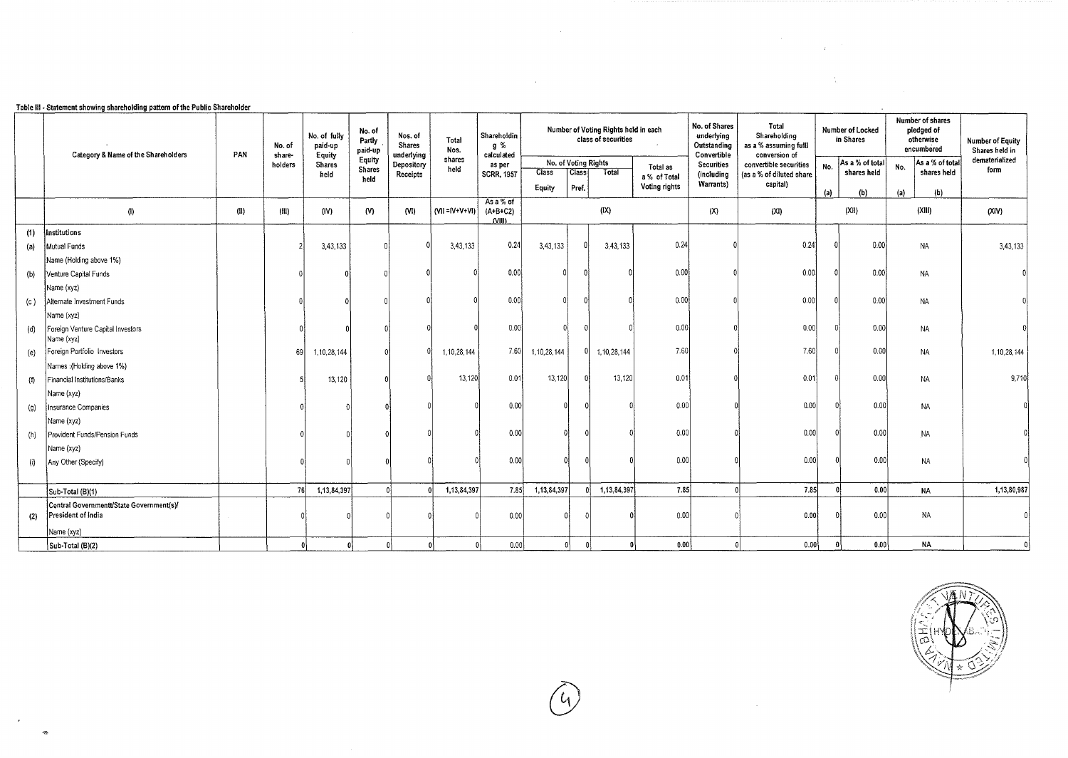Table III - Statement showing shareholding pattern of the Public Shareholder

| | Category & Name of the Shareholders | PAN | No. of share-holders | No. of fully paid-up Equity Shares held | No. of Partly paid-up Equity Shares held | Nos. of Shares underlying Depository Receipts | Total Nos. shares held | Shareholding % calculated as per SCRR, 1957 | Number of Voting Rights held in each class of securities | | | | No. of Shares underlying Outstanding Convertible Securities (including Warrants) | Total Shareholding as a % assuming full conversion of convertible securities (as a % of diluted share capital) | Number of Locked in Shares | | Number of shares pledged of otherwise encumbered | | Number of Equity Shares held in dematerialized form |
|---|---|---|---|---|---|---|---|---|---|---|---|---|---|---|---|---|---|---|---|
| | | | | | | | | | No. of Voting Rights | | | Total as a % of Total Voting rights | | | No. | As a % of total shares held | No. | As a % of total shares held | |
| | | | | | | | | | Class Equity | Class Pref. | Total | | | | (a) | (b) | (a) | (b) | |
| | (I) | (II) | (III) | (IV) | (V) | (VI) | (VII =IV+V+VI) | As a % of (A+B+C2) (VIII) | (IX) | | | | (X) | (XI) | (XII) | | (XIII) | | (XIV) |
| (1) | Institutions | | | | | | | | | | | | | | | | | | |
| (a) | Mutual Funds | | 2 | 3,43,133 | 0 | 0 | 3,43,133 | 0.24 | 3,43,133 | 0 | 3,43,133 | 0.24 | 0 | 0.24 | 0 | 0.00 | NA | | 3,43,133 |
| | Name (Holding above 1%) | | | | | | | | | | | | | | | | | | |
| (b) | Venture Capital Funds | | 0 | 0 | 0 | 0 | 0 | 0.00 | 0 | 0 | 0 | 0.00 | 0 | 0.00 | 0 | 0.00 | NA | | 0 |
| | Name (xyz) | | | | | | | | | | | | | | | | | | |
| (c) | Alternate Investment Funds | | 0 | 0 | 0 | 0 | 0 | 0.00 | 0 | 0 | 0 | 0.00 | 0 | 0.00 | 0 | 0.00 | NA | | 0 |
| | Name (xyz) | | | | | | | | | | | | | | | | | | |
| (d) | Foreign Venture Capital Investors Name (xyz) | | 0 | 0 | 0 | 0 | 0 | 0.00 | 0 | 0 | 0 | 0.00 | 0 | 0.00 | 0 | 0.00 | NA | | 0 |
| (e) | Foreign Portfolio Investors | | 69 | 1,10,28,144 | 0 | 0 | 1,10,28,144 | 7.60 | 1,10,28,144 | 0 | 1,10,28,144 | 7.60 | 0 | 7.60 | 0 | 0.00 | NA | | 1,10,28,144 |
| | Names :(Holding above 1%) | | | | | | | | | | | | | | | | | | |
| (f) | Financial Institutions/Banks | | 5 | 13,120 | 0 | 0 | 13,120 | 0.01 | 13,120 | 0 | 13,120 | 0.01 | 0 | 0.01 | 0 | 0.00 | NA | | 9,710 |
| | Name (xyz) | | | | | | | | | | | | | | | | | | |
| (g) | Insurance Companies | | 0 | 0 | 0 | 0 | 0 | 0.00 | 0 | 0 | 0 | 0.00 | 0 | 0.00 | 0 | 0.00 | NA | | 0 |
| | Name (xyz) | | | | | | | | | | | | | | | | | | |
| (h) | Provident Funds/Pension Funds | | 0 | 0 | 0 | 0 | 0 | 0.00 | 0 | 0 | 0 | 0.00 | 0 | 0.00 | 0 | 0.00 | NA | | 0 |
| | Name (xyz) | | | | | | | | | | | | | | | | | | |
| (i) | Any Other (Specify) | | 0 | 0 | 0 | 0 | 0 | 0.00 | 0 | 0 | 0 | 0.00 | 0 | 0.00 | 0 | 0.00 | NA | | 0 |
| | Sub-Total (B)(1) | | 76 | 1,13,84,397 | 0 | 0 | 1,13,84,397 | 7.85 | 1,13,84,397 | 0 | 1,13,84,397 | 7.85 | 0 | 7.85 | 0 | 0.00 | NA | | 1,13,80,987 |
| (2) | Central Government/State Government(s)/ President of India | | 0 | 0 | 0 | 0 | 0 | 0.00 | 0 | 0 | 0 | 0.00 | 0 | 0.00 | 0 | 0.00 | NA | | 0 |
| | Name (xyz) | | | | | | | | | | | | | | | | | | |
| | Sub-Total (B)(2) | | 0 | 0 | 0 | 0 | 0 | 0.00 | 0 | 0 | 0 | 0.00 | 0 | 0.00 | 0 | 0.00 | NA | | 0 |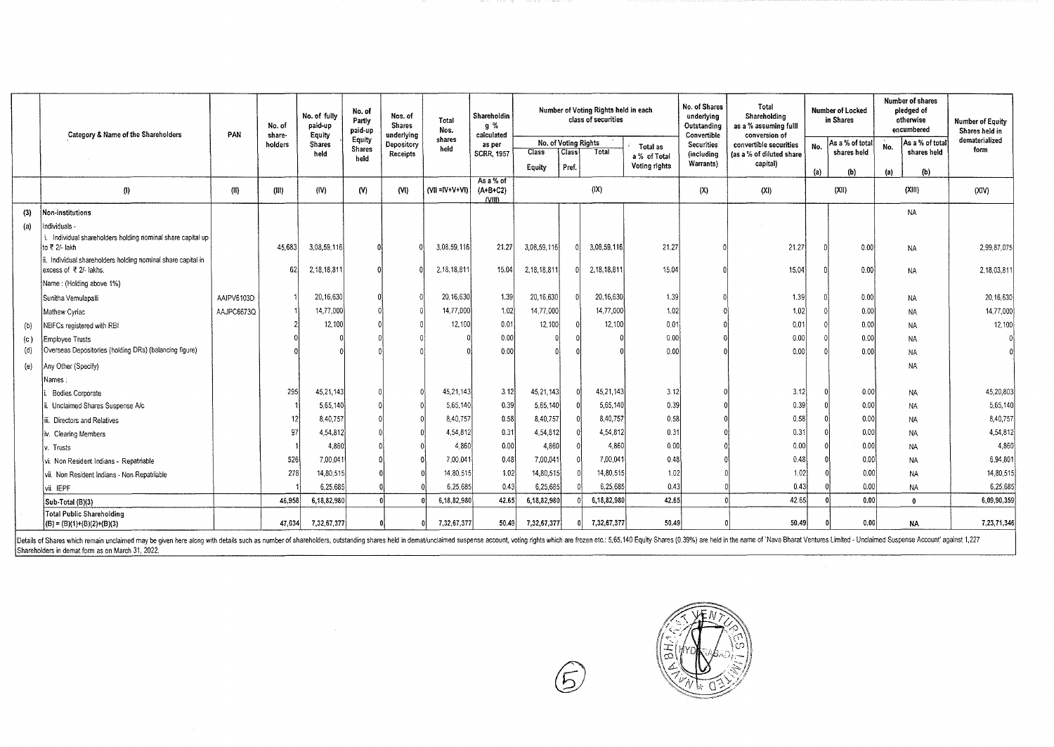| | Category & Name of the Shareholders | PAN | No. of share-holders | No. of fully paid-up Equity Shares held | No. of Partly paid-up Equity Shares held | Nos. of Shares underlying Depository Receipts | Total Nos. shares held | Shareholding % calculated as per SCRR, 1957 | Number of Voting Rights held in each class of securities | | | | No. of Shares underlying Outstanding Convertible Securities (including Warrants) | Total Shareholding as a % assuming full conversion of convertible securities (as a % of diluted share capital) | Number of Locked in Shares | | Number of shares pledged of otherwise encumbered | | Number of Equity Shares held in dematerialized form |
|---|---|---|---|---|---|---|---|---|---|---|---|---|---|---|---|---|---|---|---|
| | | | | | | | | | No. of Voting Rights | | | Total as a % of Total Voting rights | | | No. | As a % of total shares held | No. | As a % of total shares held | |
| | | | | | | | | | Class Equity | Class Pref. | Total | | | | (a) | (b) | (a) | (b) | |
| | (I) | (II) | (III) | (IV) | (V) | (VI) | (VII =IV+V+VI) | As a % of (A+B+C2) (VIII) | (IX) | | | | (X) | (XI) | (XII) | | (XIII) | | (XIV) |
| (3) | Non-institutions | | | | | | | | | | | | | | | | NA | | |
| (a) | Individuals - | | | | | | | | | | | | | | | | | | |
| | i. Individual shareholders holding nominal share capital up to ₹ 2/- lakh | | 45,683 | 3,08,59,116 | 0 | 0 | 3,08,59,116 | 21.27 | 3,08,59,116 | 0 | 3,08,59,116 | 21.27 | 0 | 21.27 | 0 | 0.00 | NA | | 2,99,87,075 |
| | ii. Individual shareholders holding nominal share capital in excess of ₹ 2/- lakhs. | | 62 | 2,18,18,811 | 0 | 0 | 2,18,18,811 | 15.04 | 2,18,18,811 | 0 | 2,18,18,811 | 15.04 | 0 | 15.04 | 0 | 0.00 | NA | | 2,18,03,811 |
| | Name : (Holding above 1%) | | | | | | | | | | | | | | | | | | |
| | Sunitha Vemulapalli | AAIPV6103D | 1 | 20,16,630 | 0 | 0 | 20,16,630 | 1.39 | 20,16,630 | 0 | 20,16,630 | 1.39 | 0 | 1.39 | 0 | 0.00 | NA | | 20,16,630 |
| | Mathew Cyriac | AAJPC6673Q | 1 | 14,77,000 | 0 | 0 | 14,77,000 | 1.02 | 14,77,000 | 0 | 14,77,000 | 1.02 | 0 | 1.02 | 0 | 0.00 | NA | | 14,77,000 |
| (b) | NBFCs registered with RBI | | 2 | 12,100 | 0 | 0 | 12,100 | 0.01 | 12,100 | 0 | 12,100 | 0.01 | 0 | 0.01 | 0 | 0.00 | NA | | 12,100 |
| (c) | Employee Trusts | | 0 | 0 | 0 | 0 | 0 | 0.00 | 0 | 0 | 0 | 0.00 | 0 | 0.00 | 0 | 0.00 | NA | | 0 |
| (d) | Overseas Depositories (holding DRs) (balancing figure) | | 0 | 0 | 0 | 0 | 0 | 0.00 | 0 | 0 | 0 | 0.00 | 0 | 0.00 | 0 | 0.00 | NA | | 0 |
| (e) | Any Other (Specify) | | | | | | | | | | | | | | | | NA | | |
| | Names : | | | | | | | | | | | | | | | | | | |
| | i. Bodies Corporate | | 295 | 45,21,143 | 0 | 0 | 45,21,143 | 3.12 | 45,21,143 | 0 | 45,21,143 | 3.12 | 0 | 3.12 | 0 | 0.00 | NA | | 45,20,803 |
| | ii. Unclaimed Shares Suspense A/c | | 1 | 5,65,140 | 0 | 0 | 5,65,140 | 0.39 | 5,65,140 | 0 | 5,65,140 | 0.39 | 0 | 0.39 | 0 | 0.00 | NA | | 5,65,140 |
| | iii. Directors and Relatives | | 12 | 8,40,757 | 0 | 0 | 8,40,757 | 0.58 | 8,40,757 | 0 | 8,40,757 | 0.58 | 0 | 0.58 | 0 | 0.00 | NA | | 8,40,757 |
| | iv. Clearing Members | | 97 | 4,54,812 | 0 | 0 | 4,54,812 | 0.31 | 4,54,812 | 0 | 4,54,812 | 0.31 | 0 | 0.31 | 0 | 0.00 | NA | | 4,54,812 |
| | v. Trusts | | 1 | 4,860 | 0 | 0 | 4,860 | 0.00 | 4,860 | 0 | 4,860 | 0.00 | 0 | 0.00 | 0 | 0.00 | NA | | 4,860 |
| | vi. Non Resident Indians - Repatriable | | 526 | 7,00,041 | 0 | 0 | 7,00,041 | 0.48 | 7,00,041 | 0 | 7,00,041 | 0.48 | 0 | 0.48 | 0 | 0.00 | NA | | 6,94,801 |
| | vii. Non Resident Indians - Non Repatriable | | 278 | 14,80,515 | 0 | 0 | 14,80,515 | 1.02 | 14,80,515 | 0 | 14,80,515 | 1.02 | 0 | 1.02 | 0 | 0.00 | NA | | 14,80,515 |
| | vii. IEPF | | 1 | 6,25,685 | 0 | 0 | 6,25,685 | 0.43 | 6,25,685 | 0 | 6,25,685 | 0.43 | 0 | 0.43 | 0 | 0.00 | NA | | 6,25,685 |
| | Sub-Total (B)(3) | | 46,958 | 6,18,82,980 | 0 | 0 | 6,18,82,980 | 42.65 | 6,18,82,980 | 0 | 6,18,82,980 | 42.65 | 0 | 42.65 | 0 | 0.00 | 0 | | 6,09,90,359 |
| | Total Public Shareholding (B) = (B)(1)+(B)(2)+(B)(3) | | 47,034 | 7,32,67,377 | 0 | 0 | 7,32,67,377 | 50.49 | 7,32,67,377 | 0 | 7,32,67,377 | 50.49 | 0 | 50.49 | 0 | 0.00 | NA | | 7,23,71,346 |

Details of Shares which remain unclaimed may be given here along with details such as number of shareholders, outstanding shares held in demat/unclaimed suspense account, voting rights which are frozen etc.: 5,65,140 Equity Shares (0.39%) are held in the name of 'Nava Bharat Ventures Limited - Unclaimed Suspense Account' against 1,227 Shareholders in demat form as on March 31, 2022.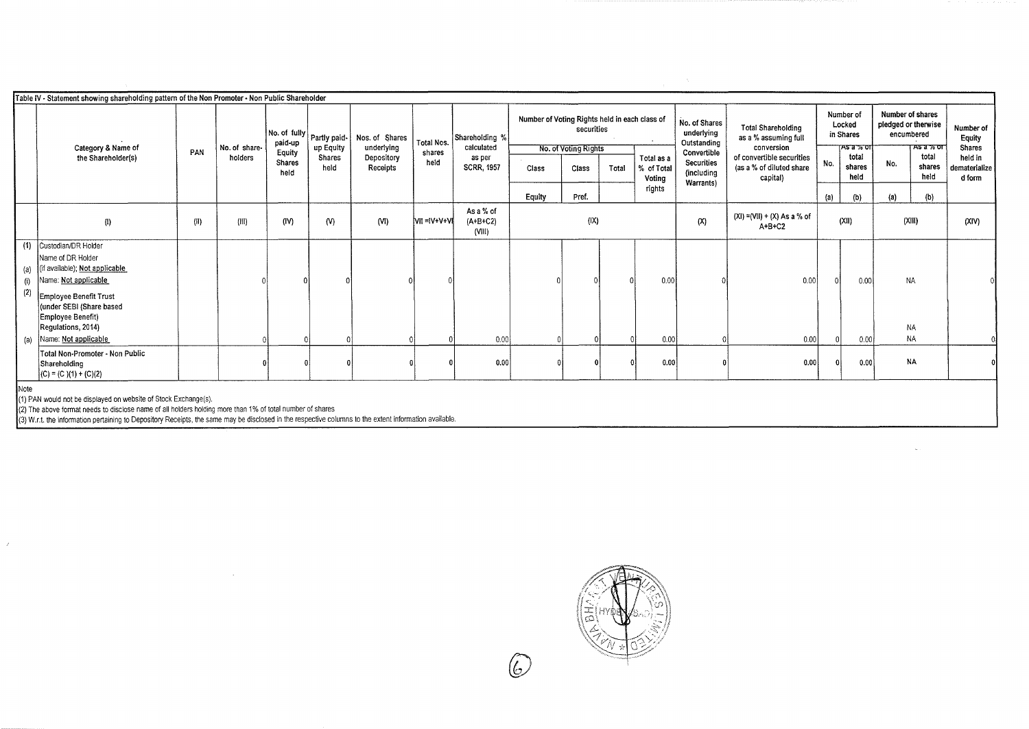Table IV - Statement showing shareholding pattern of the Non Promoter - Non Public Shareholder

| | Category & Name of the Shareholder(s) | PAN | No. of share-holders | No. of fully paid-up Equity Shares held | Partly paid-up Equity Shares held | Nos. of Shares underlying Depository Receipts | Total Nos. shares held | Shareholding % calculated as per SCRR, 1957 | Number of Voting Rights held in each class of securities | | | | No. of Shares underlying Outstanding Convertible Securities (including Warrants) | Total Shareholding as a % assuming full conversion of convertible securities (as a % of diluted share capital) | Number of Locked in Shares | | Number of shares pledged or therwise encumbered | | Number of Equity Shares held in dematerialized form |
|---|---|---|---|---|---|---|---|---|---|---|---|---|---|---|---|---|---|---|---|
| | | | | | | | | | No. of Voting Rights | | | Total as a % of Total Voting rights | | | No. | As a % of total shares held | No. | As a % of total shares held | |
| | | | | | | | | | Class Equity | Class Pref. | Total | | | | (a) | (b) | (a) | (b) | |
| | (I) | (II) | (III) | (IV) | (V) | (VI) | VII =IV+V+VI | As a % of (A+B+C2) (VIII) | (IX) | | | | (X) | (XI) =(VII) + (X) As a % of A+B+C2 | (XII) | | (XIII) | | (XIV) |
| (1) | Custodian/DR Holder | | | | | | | | | | | | | | | | | | |
| (a) | Name of DR Holder (if available); Not applicable | | | | | | | | | | | | | | | | | | |
| (i) | Name: Not applicable | | 0 | 0 | 0 | 0 | 0 | | 0 | 0 | 0 | 0.00 | 0 | 0.00 | 0 | 0.00 | NA | | 0 |
| (2) | Employee Benefit Trust (under SEBI (Share based Employee Benefit) Regulations, 2014) | | | | | | | | | | | | | | | | NA | | |
| (a) | Name: Not applicable | | 0 | 0 | 0 | 0 | 0 | 0.00 | 0 | 0 | 0 | 0.00 | 0 | 0.00 | 0 | 0.00 | NA | | 0 |
| | Total Non-Promoter - Non Public Shareholding (C) = (C )(1) + (C)(2) | | 0 | 0 | 0 | 0 | 0 | 0.00 | 0 | 0 | 0 | 0.00 | 0 | 0.00 | 0 | 0.00 | NA | | 0 |

Note

(1) PAN would not be displayed on website of Stock Exchange(s).

(2) The above format needs to disclose name of all holders holding more than 1% of total number of shares

(3) W.r.t. the information pertaining to Depository Receipts, the same may be disclosed in the respective columns to the extent information available.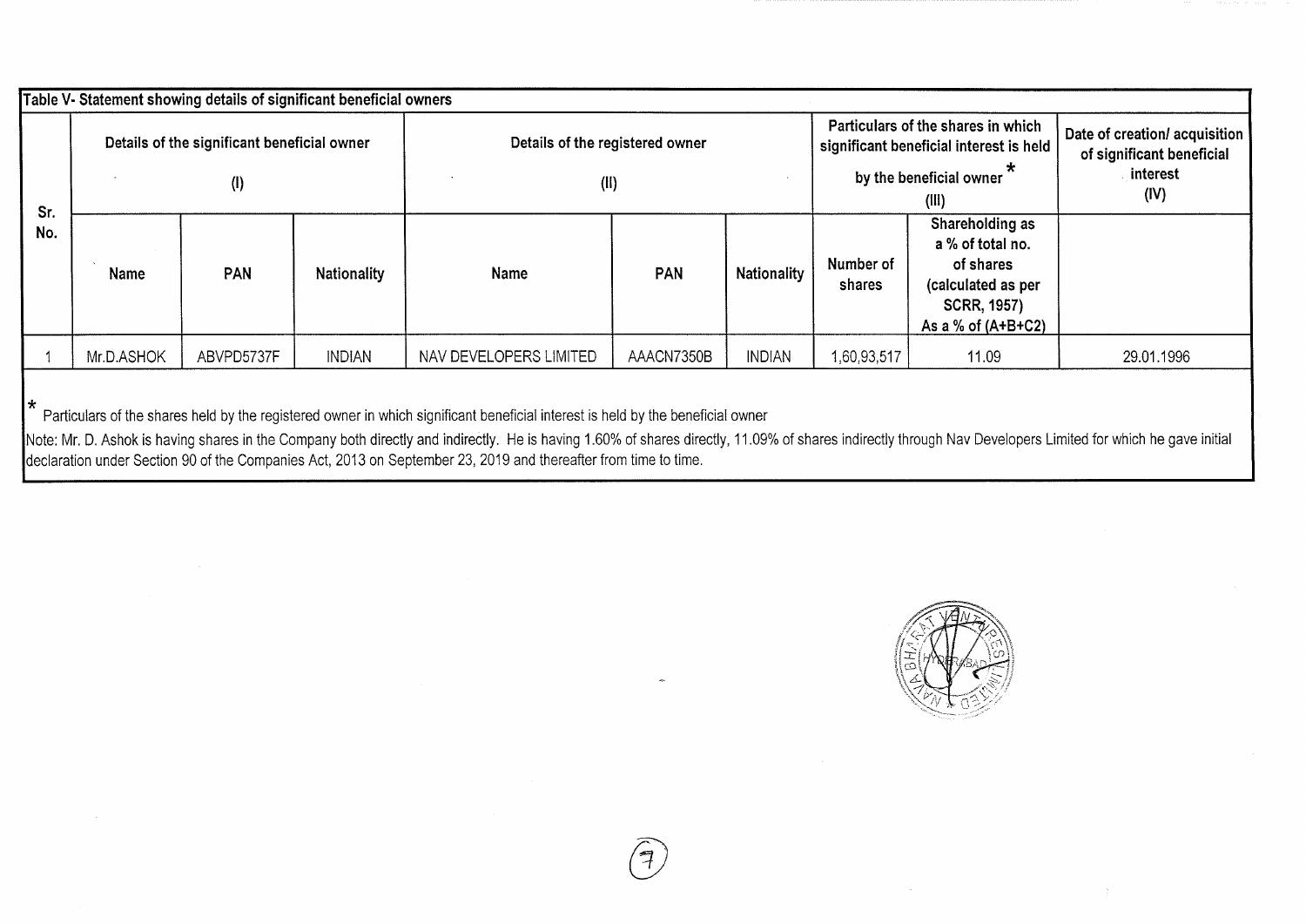Table V- Statement showing details of significant beneficial owners

| Sr. No. | Details of the significant beneficial owner (I) | | | Details of the registered owner (II) | | | Particulars of the shares in which significant beneficial interest is held by the beneficial owner * (III) | | Date of creation/ acquisition of significant beneficial interest (IV) |
|---|---|---|---|---|---|---|---|---|---|
| | Name | PAN | Nationality | Name | PAN | Nationality | Number of shares | Shareholding as a % of total no. of shares (calculated as per SCRR, 1957) As a % of (A+B+C2) | |
| 1 | Mr.D.ASHOK | ABVPD5737F | INDIAN | NAV DEVELOPERS LIMITED | AAACN7350B | INDIAN | 1,60,93,517 | 11.09 | 29.01.1996 |

* Particulars of the shares held by the registered owner in which significant beneficial interest is held by the beneficial owner

Note: Mr. D. Ashok is having shares in the Company both directly and indirectly. He is having 1.60% of shares directly, 11.09% of shares indirectly through Nav Developers Limited for which he gave initial declaration under Section 90 of the Companies Act, 2013 on September 23, 2019 and thereafter from time to time.